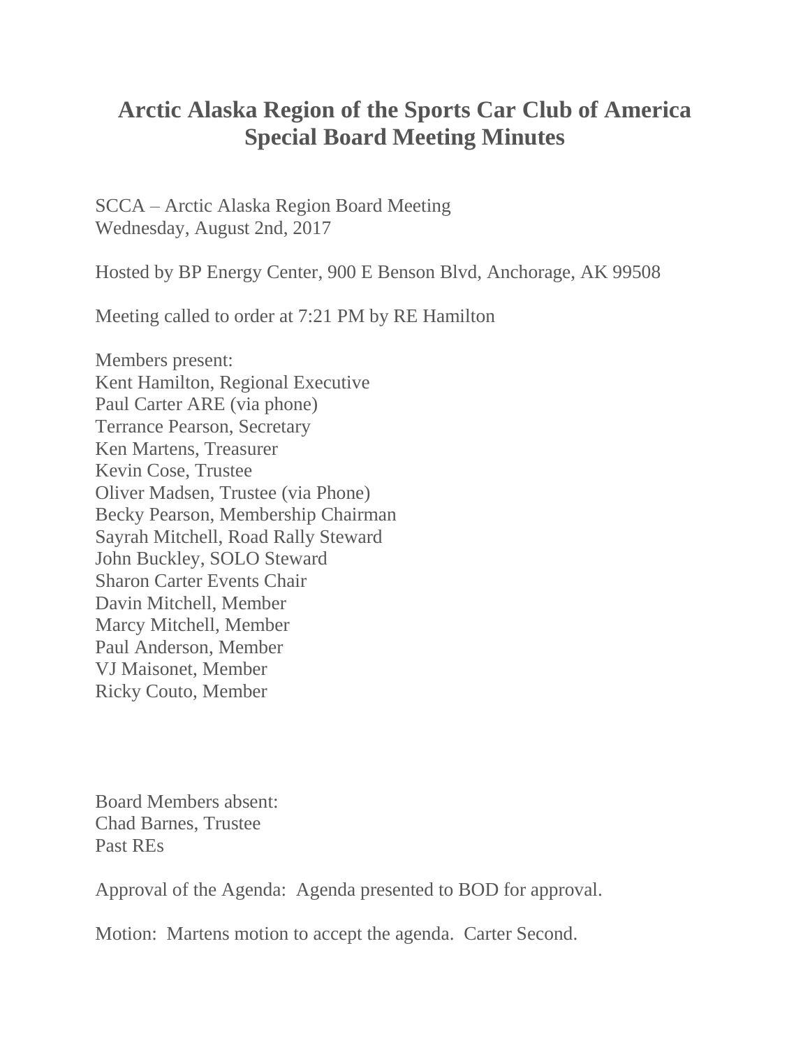# Arctic Alaska Region of the Sports Car Club of America
# Special Board Meeting Minutes

SCCA – Arctic Alaska Region Board Meeting
Wednesday, August 2nd, 2017

Hosted by BP Energy Center, 900 E Benson Blvd, Anchorage, AK 99508

Meeting called to order at 7:21 PM by RE Hamilton

Members present:
Kent Hamilton, Regional Executive
Paul Carter ARE (via phone)
Terrance Pearson, Secretary
Ken Martens, Treasurer
Kevin Cose, Trustee
Oliver Madsen, Trustee (via Phone)
Becky Pearson, Membership Chairman
Sayrah Mitchell, Road Rally Steward
John Buckley, SOLO Steward
Sharon Carter Events Chair
Davin Mitchell, Member
Marcy Mitchell, Member
Paul Anderson, Member
VJ Maisonet, Member
Ricky Couto, Member

Board Members absent:
Chad Barnes, Trustee
Past REs

Approval of the Agenda: Agenda presented to BOD for approval.

Motion: Martens motion to accept the agenda. Carter Second.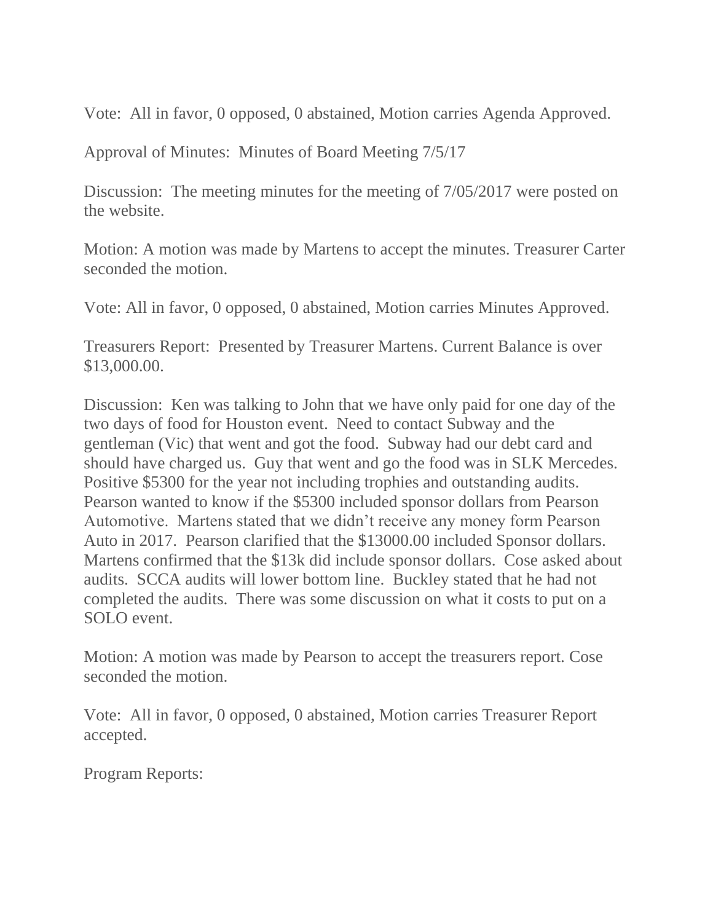Vote: All in favor, 0 opposed, 0 abstained, Motion carries Agenda Approved.

Approval of Minutes: Minutes of Board Meeting 7/5/17

Discussion: The meeting minutes for the meeting of 7/05/2017 were posted on the website.

Motion: A motion was made by Martens to accept the minutes. Treasurer Carter seconded the motion.

Vote: All in favor, 0 opposed, 0 abstained, Motion carries Minutes Approved.

Treasurers Report: Presented by Treasurer Martens. Current Balance is over $13,000.00.

Discussion: Ken was talking to John that we have only paid for one day of the two days of food for Houston event. Need to contact Subway and the gentleman (Vic) that went and got the food. Subway had our debt card and should have charged us. Guy that went and go the food was in SLK Mercedes. Positive $5300 for the year not including trophies and outstanding audits. Pearson wanted to know if the $5300 included sponsor dollars from Pearson Automotive. Martens stated that we didn't receive any money form Pearson Auto in 2017. Pearson clarified that the $13000.00 included Sponsor dollars. Martens confirmed that the $13k did include sponsor dollars. Cose asked about audits. SCCA audits will lower bottom line. Buckley stated that he had not completed the audits. There was some discussion on what it costs to put on a SOLO event.

Motion: A motion was made by Pearson to accept the treasurers report. Cose seconded the motion.

Vote: All in favor, 0 opposed, 0 abstained, Motion carries Treasurer Report accepted.

Program Reports: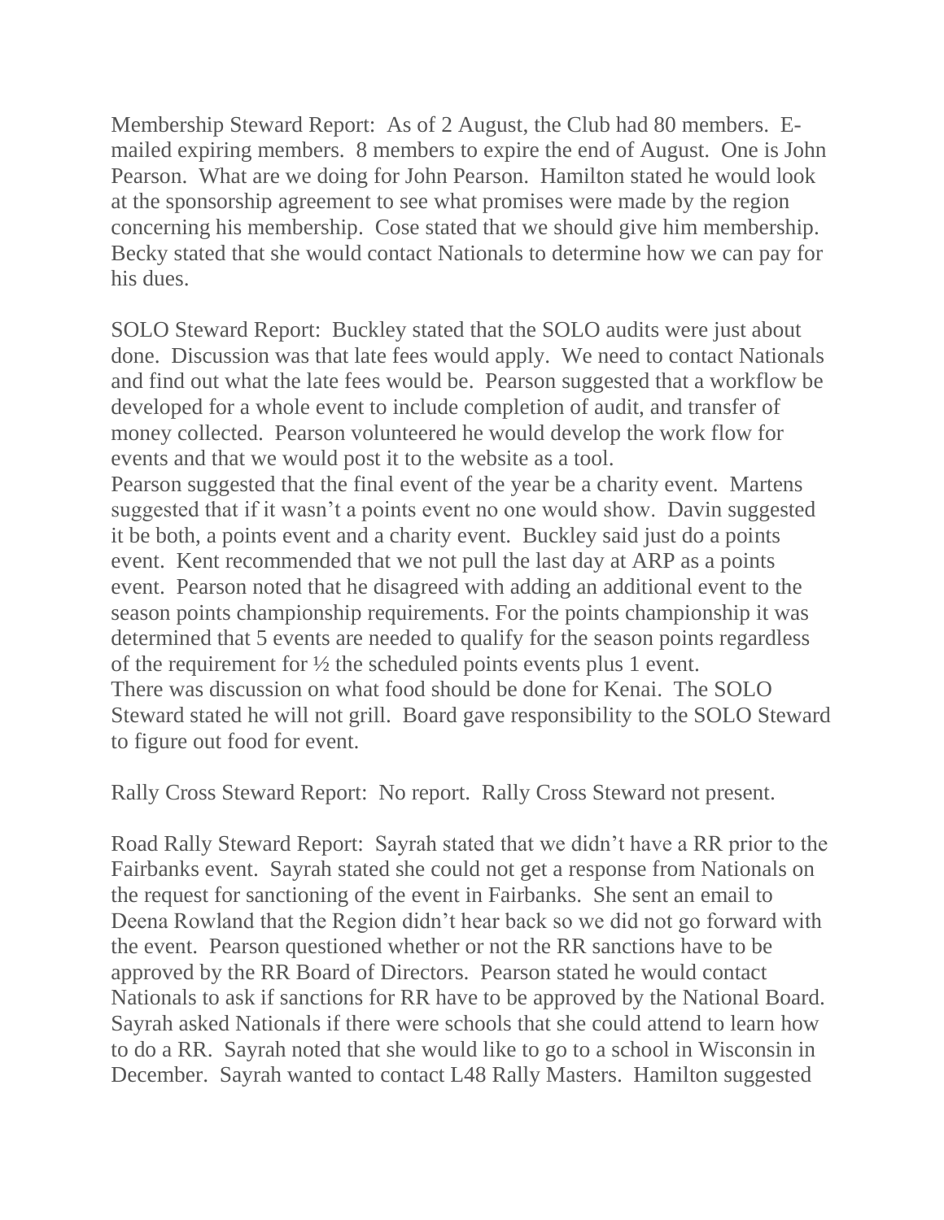Membership Steward Report: As of 2 August, the Club had 80 members. E-mailed expiring members. 8 members to expire the end of August. One is John Pearson. What are we doing for John Pearson. Hamilton stated he would look at the sponsorship agreement to see what promises were made by the region concerning his membership. Cose stated that we should give him membership. Becky stated that she would contact Nationals to determine how we can pay for his dues.

SOLO Steward Report: Buckley stated that the SOLO audits were just about done. Discussion was that late fees would apply. We need to contact Nationals and find out what the late fees would be. Pearson suggested that a workflow be developed for a whole event to include completion of audit, and transfer of money collected. Pearson volunteered he would develop the work flow for events and that we would post it to the website as a tool.
Pearson suggested that the final event of the year be a charity event. Martens suggested that if it wasn't a points event no one would show. Davin suggested it be both, a points event and a charity event. Buckley said just do a points event. Kent recommended that we not pull the last day at ARP as a points event. Pearson noted that he disagreed with adding an additional event to the season points championship requirements. For the points championship it was determined that 5 events are needed to qualify for the season points regardless of the requirement for ½ the scheduled points events plus 1 event.
There was discussion on what food should be done for Kenai. The SOLO Steward stated he will not grill. Board gave responsibility to the SOLO Steward to figure out food for event.

Rally Cross Steward Report: No report. Rally Cross Steward not present.

Road Rally Steward Report: Sayrah stated that we didn't have a RR prior to the Fairbanks event. Sayrah stated she could not get a response from Nationals on the request for sanctioning of the event in Fairbanks. She sent an email to Deena Rowland that the Region didn't hear back so we did not go forward with the event. Pearson questioned whether or not the RR sanctions have to be approved by the RR Board of Directors. Pearson stated he would contact Nationals to ask if sanctions for RR have to be approved by the National Board. Sayrah asked Nationals if there were schools that she could attend to learn how to do a RR. Sayrah noted that she would like to go to a school in Wisconsin in December. Sayrah wanted to contact L48 Rally Masters. Hamilton suggested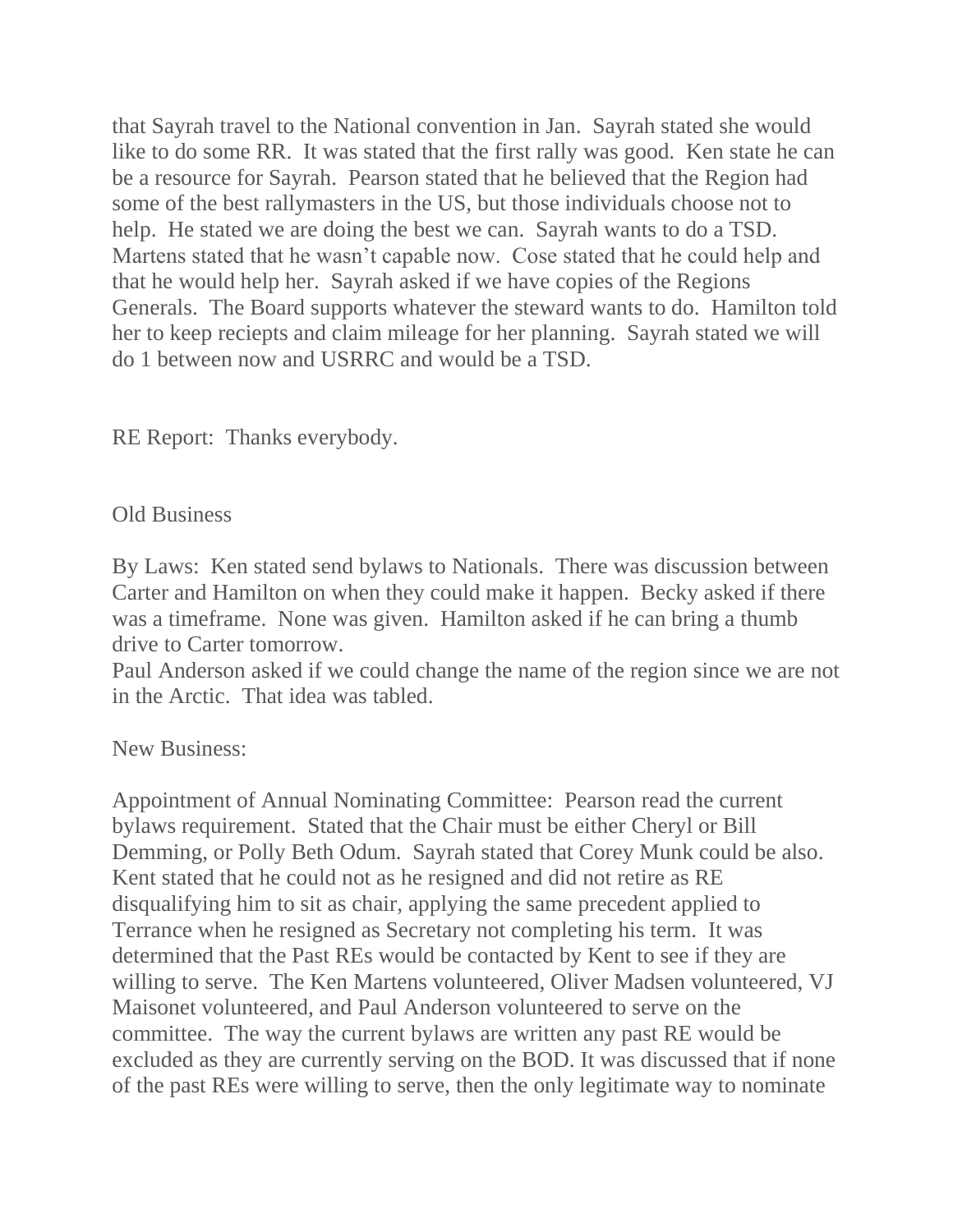that Sayrah travel to the National convention in Jan.  Sayrah stated she would like to do some RR.  It was stated that the first rally was good.  Ken state he can be a resource for Sayrah.  Pearson stated that he believed that the Region had some of the best rallymasters in the US, but those individuals choose not to help.  He stated we are doing the best we can.  Sayrah wants to do a TSD.  Martens stated that he wasn't capable now.  Cose stated that he could help and that he would help her.  Sayrah asked if we have copies of the Regions Generals.  The Board supports whatever the steward wants to do.  Hamilton told her to keep reciepts and claim mileage for her planning.  Sayrah stated we will do 1 between now and USRRC and would be a TSD.

RE Report:  Thanks everybody.

Old Business

By Laws:  Ken stated send bylaws to Nationals.  There was discussion between Carter and Hamilton on when they could make it happen.  Becky asked if there was a timeframe.  None was given.  Hamilton asked if he can bring a thumb drive to Carter tomorrow.
Paul Anderson asked if we could change the name of the region since we are not in the Arctic.  That idea was tabled.

New Business:

Appointment of Annual Nominating Committee:  Pearson read the current bylaws requirement.  Stated that the Chair must be either Cheryl or Bill Demming, or Polly Beth Odum.  Sayrah stated that Corey Munk could be also.  Kent stated that he could not as he resigned and did not retire as RE disqualifying him to sit as chair, applying the same precedent applied to Terrance when he resigned as Secretary not completing his term.  It was determined that the Past REs would be contacted by Kent to see if they are willing to serve.  The Ken Martens volunteered, Oliver Madsen volunteered, VJ Maisonet volunteered, and Paul Anderson volunteered to serve on the committee.  The way the current bylaws are written any past RE would be excluded as they are currently serving on the BOD. It was discussed that if none of the past REs were willing to serve, then the only legitimate way to nominate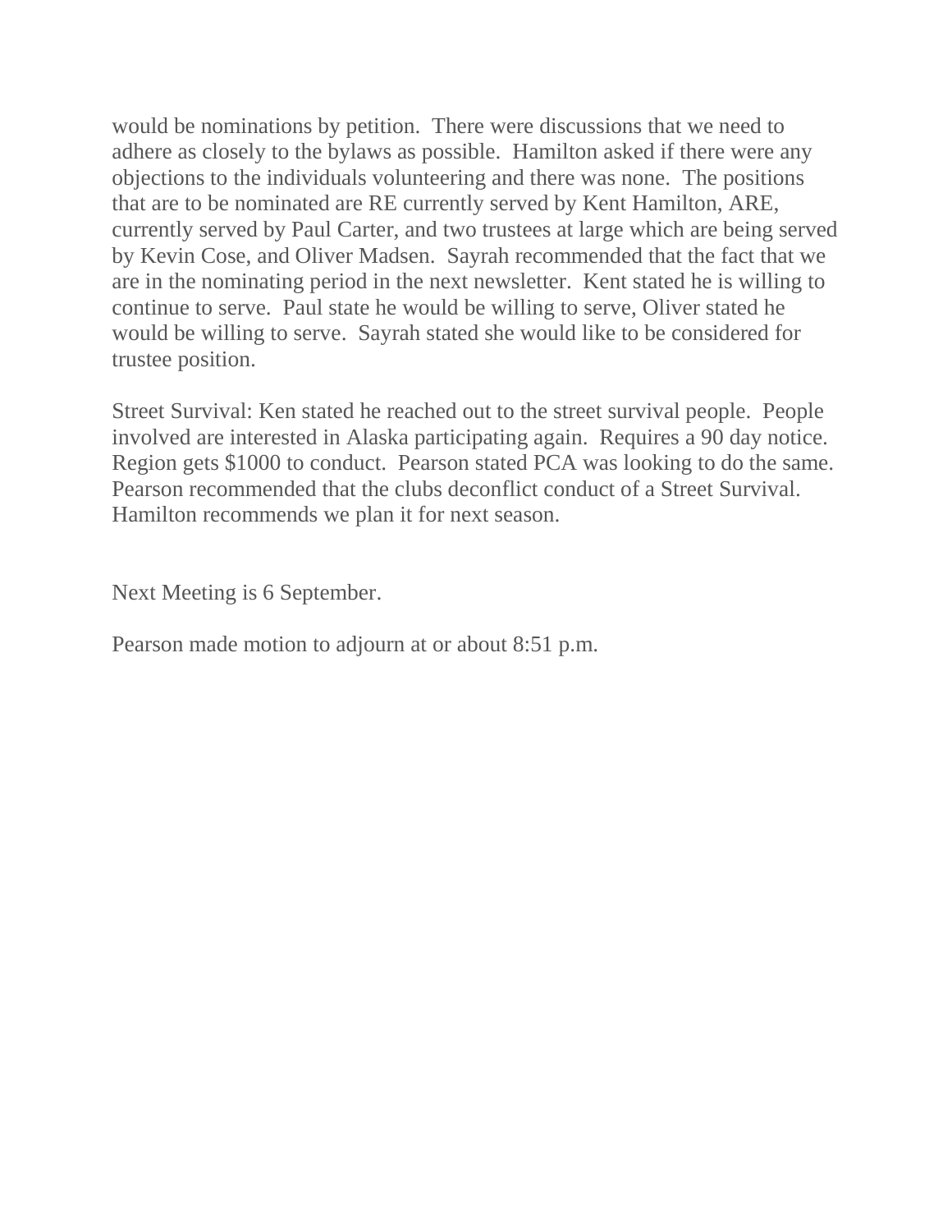would be nominations by petition.  There were discussions that we need to adhere as closely to the bylaws as possible.  Hamilton asked if there were any objections to the individuals volunteering and there was none.  The positions that are to be nominated are RE currently served by Kent Hamilton, ARE, currently served by Paul Carter, and two trustees at large which are being served by Kevin Cose, and Oliver Madsen.  Sayrah recommended that the fact that we are in the nominating period in the next newsletter.  Kent stated he is willing to continue to serve.  Paul state he would be willing to serve, Oliver stated he would be willing to serve.  Sayrah stated she would like to be considered for trustee position.

Street Survival: Ken stated he reached out to the street survival people.  People involved are interested in Alaska participating again.  Requires a 90 day notice.  Region gets $1000 to conduct.  Pearson stated PCA was looking to do the same.  Pearson recommended that the clubs deconflict conduct of a Street Survival.  Hamilton recommends we plan it for next season.

Next Meeting is 6 September.

Pearson made motion to adjourn at or about 8:51 p.m.